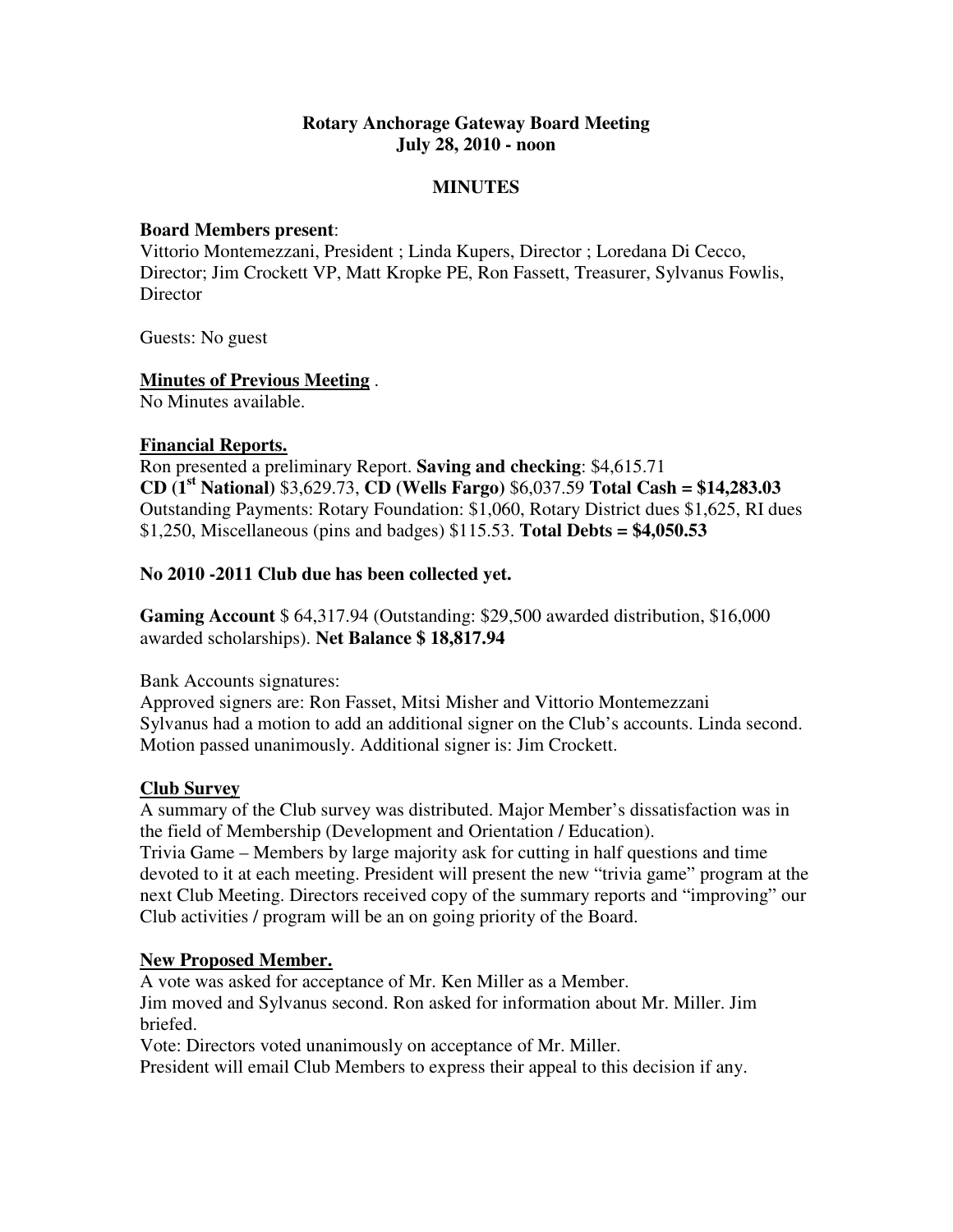**Rotary Anchorage Gateway Board Meeting**
**July 28, 2010 - noon**

**MINUTES**

**Board Members present**:
Vittorio Montemezzani, President ; Linda Kupers, Director ; Loredana Di Cecco, Director; Jim Crockett VP, Matt Kropke PE, Ron Fassett, Treasurer, Sylvanus Fowlis, Director

Guests: No guest

**Minutes of Previous Meeting** .
No Minutes available.

**Financial Reports.**
Ron presented a preliminary Report. **Saving and checking**: $4,615.71
**CD (1st National)** $3,629.73, **CD (Wells Fargo)** $6,037.59 **Total Cash = $14,283.03**
Outstanding Payments: Rotary Foundation: $1,060, Rotary District dues $1,625, RI dues $1,250, Miscellaneous (pins and badges) $115.53. **Total Debts = $4,050.53**

**No 2010 -2011 Club due has been collected yet.**

**Gaming Account** $ 64,317.94 (Outstanding: $29,500 awarded distribution, $16,000 awarded scholarships). **Net Balance $ 18,817.94**

Bank Accounts signatures:
Approved signers are: Ron Fasset, Mitsi Misher and Vittorio Montemezzani
Sylvanus had a motion to add an additional signer on the Club's accounts. Linda second. Motion passed unanimously. Additional signer is: Jim Crockett.

**Club Survey**
A summary of the Club survey was distributed. Major Member's dissatisfaction was in the field of Membership (Development and Orientation / Education).
Trivia Game – Members by large majority ask for cutting in half questions and time devoted to it at each meeting. President will present the new "trivia game" program at the next Club Meeting. Directors received copy of the summary reports and "improving" our Club activities / program will be an on going priority of the Board.

**New Proposed Member.**
A vote was asked for acceptance of Mr. Ken Miller as a Member.
Jim moved and Sylvanus second. Ron asked for information about Mr. Miller. Jim briefed.
Vote: Directors voted unanimously on acceptance of Mr. Miller.
President will email Club Members to express their appeal to this decision if any.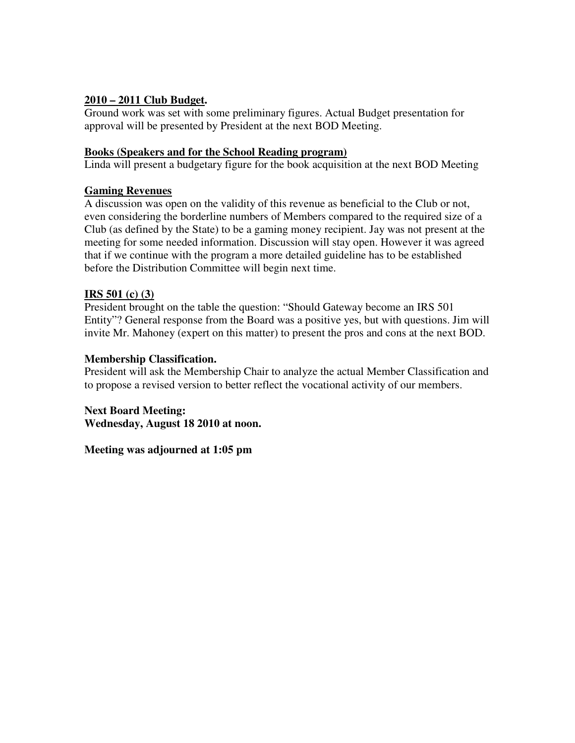**2010 – 2011 Club Budget.**

Ground work was set with some preliminary figures. Actual Budget presentation for approval will be presented by President at the next BOD Meeting.

**Books (Speakers and for the School Reading program)**

Linda will present a budgetary figure for the book acquisition at the next BOD Meeting

**Gaming Revenues**

A discussion was open on the validity of this revenue as beneficial to the Club or not, even considering the borderline numbers of Members compared to the required size of a Club (as defined by the State) to be a gaming money recipient. Jay was not present at the meeting for some needed information. Discussion will stay open. However it was agreed that if we continue with the program a more detailed guideline has to be established before the Distribution Committee will begin next time.

**IRS 501 (c) (3)**

President brought on the table the question: "Should Gateway become an IRS 501 Entity"? General response from the Board was a positive yes, but with questions. Jim will invite Mr. Mahoney (expert on this matter) to present the pros and cons at the next BOD.

**Membership Classification.**

President will ask the Membership Chair to analyze the actual Member Classification and to propose a revised version to better reflect the vocational activity of our members.

**Next Board Meeting:**
**Wednesday, August 18 2010 at noon.**

**Meeting was adjourned at 1:05 pm**